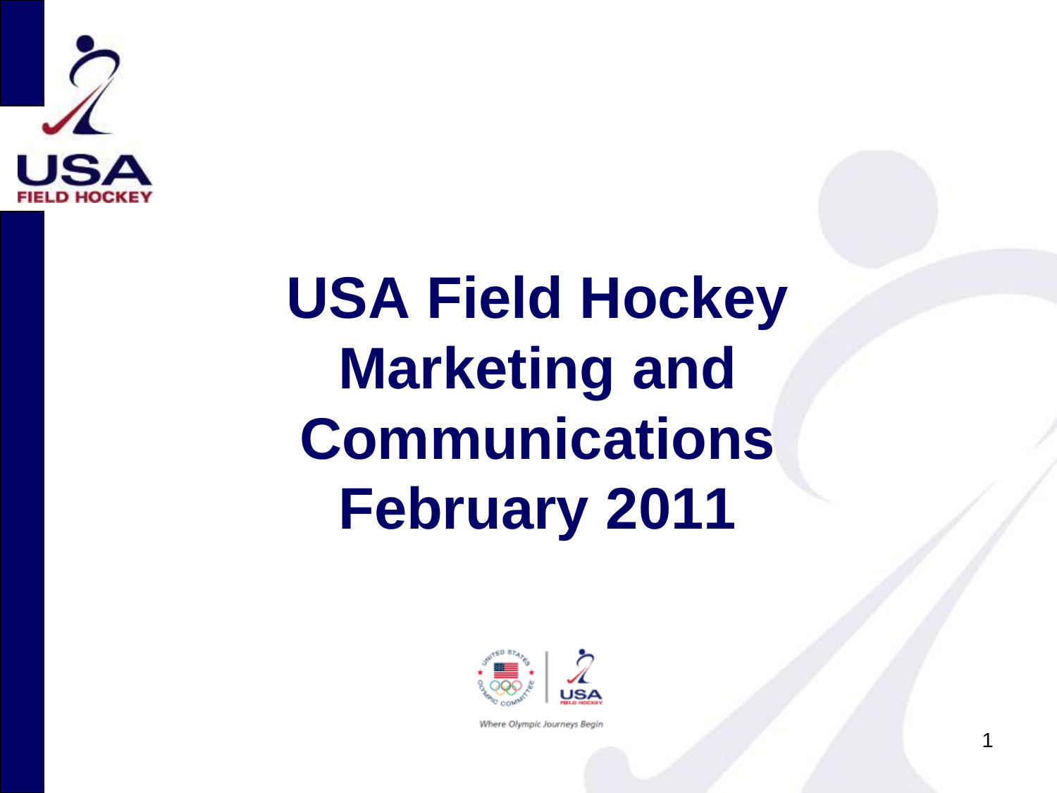# USA Field Hockey Marketing and Communications February 2011

*Where Olympic Journeys Begin*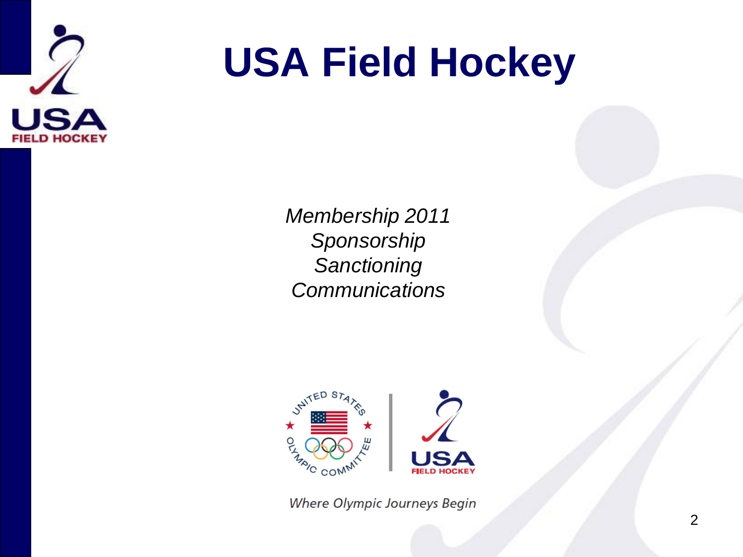# USA Field Hockey

*Membership 2011*
*Sponsorship*
*Sanctioning*
*Communications*

*Where Olympic Journeys Begin*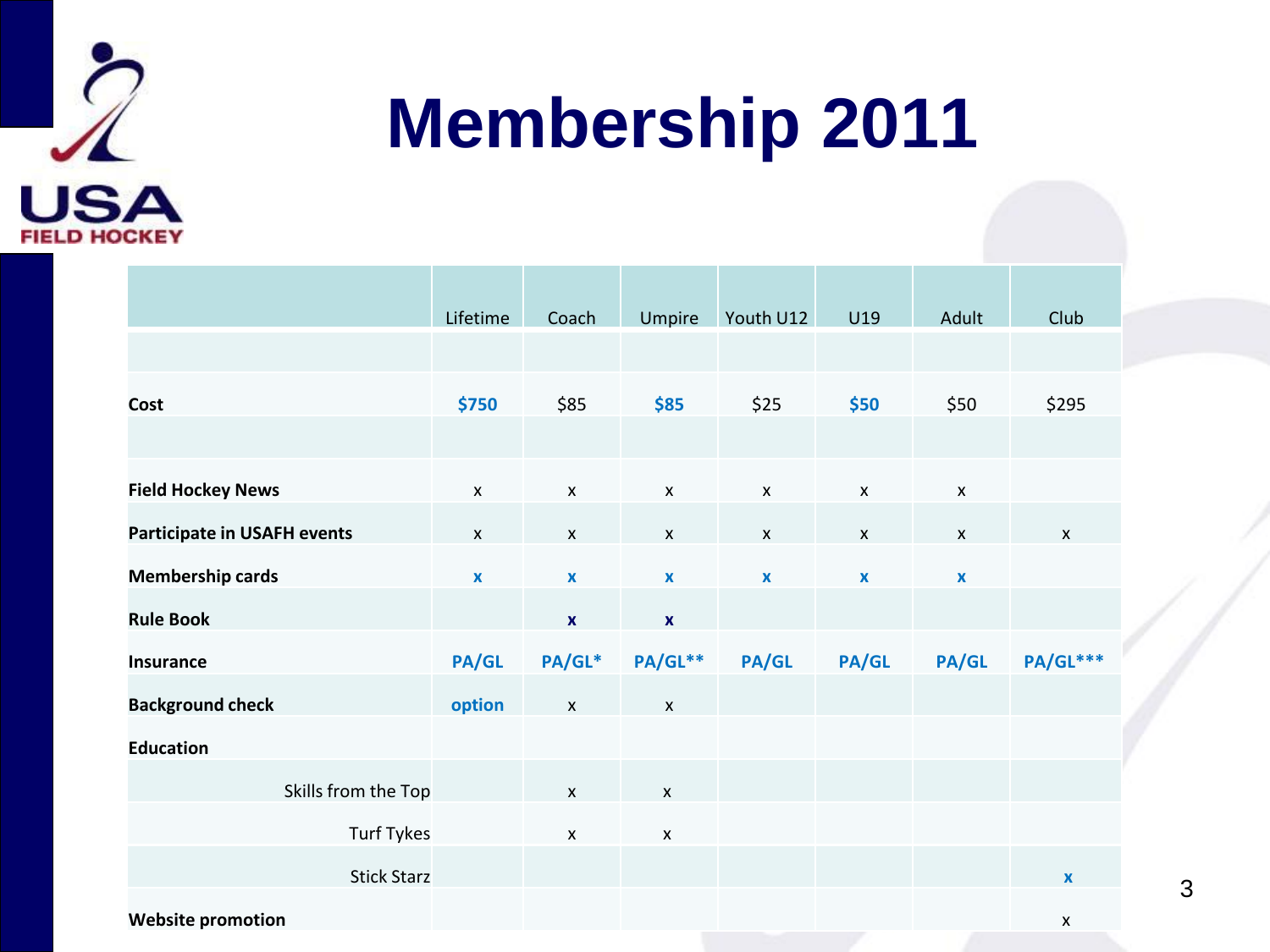# Membership 2011

| | Lifetime | Coach | Umpire | Youth U12 | U19 | Adult | Club |
|---|---|---|---|---|---|---|---|
| | | | | | | | |
| **Cost** | **$750** | $85 | **$85** | $25 | **$50** | $50 | $295 |
| | | | | | | | |
| **Field Hockey News** | x | x | x | x | x | x | |
| **Participate in USAFH events** | x | x | x | x | x | x | x |
| **Membership cards** | **x** | **x** | **x** | **x** | **x** | **x** | |
| **Rule Book** | | **x** | **x** | | | | |
| **Insurance** | **PA/GL** | **PA/GL*** | **PA/GL**** | **PA/GL** | **PA/GL** | **PA/GL** | **PA/GL***** |
| **Background check** | **option** | x | x | | | | |
| **Education** | | | | | | | |
| Skills from the Top | | x | x | | | | |
| Turf Tykes | | x | x | | | | |
| Stick Starz | | | | | | | **x** |
| **Website promotion** | | | | | | | x |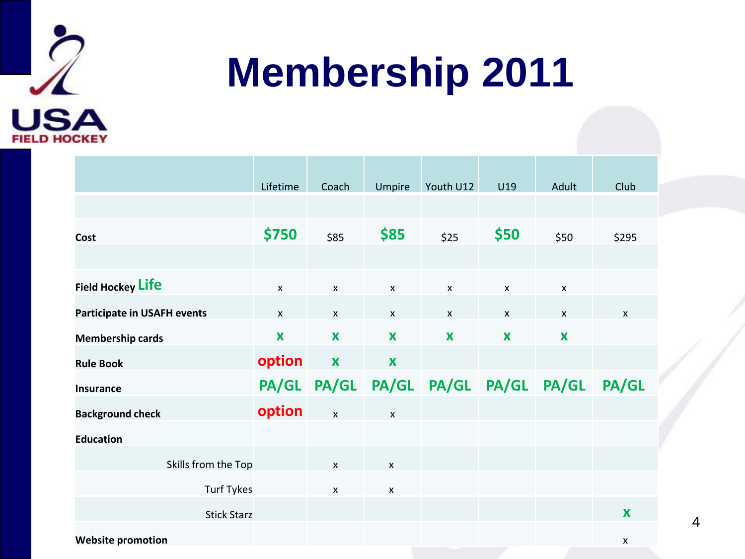# Membership 2011

| | Lifetime | Coach | Umpire | Youth U12 | U19 | Adult | Club |
|---|---|---|---|---|---|---|---|
| | | | | | | | |
| **Cost** | $750 | $85 | $85 | $25 | $50 | $50 | $295 |
| | | | | | | | |
| **Field Hockey Life** | x | x | x | x | x | x | |
| **Participate in USAFH events** | x | x | x | x | x | x | x |
| **Membership cards** | x | x | x | x | x | x | |
| **Rule Book** | option | x | x | | | | |
| **Insurance** | PA/GL | PA/GL | PA/GL | PA/GL | PA/GL | PA/GL | PA/GL |
| **Background check** | option | x | x | | | | |
| **Education** | | | | | | | |
| Skills from the Top | | x | x | | | | |
| Turf Tykes | | x | x | | | | |
| Stick Starz | | | | | | | x |
| **Website promotion** | | | | | | | x |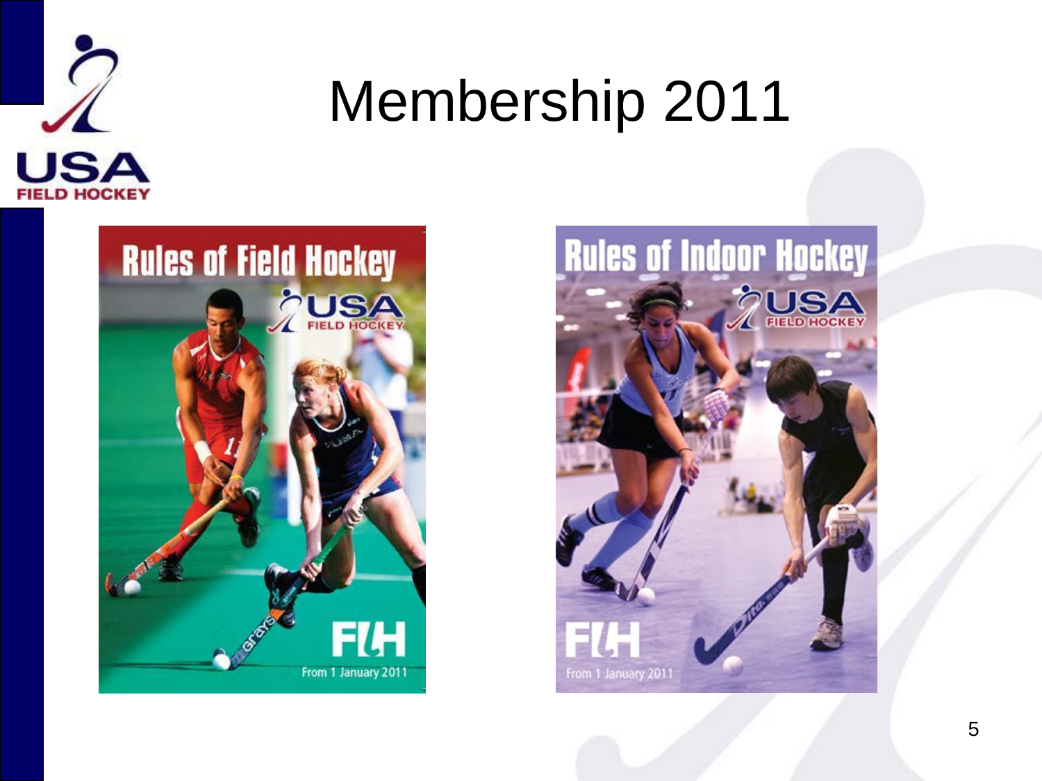# Membership 2011

Rules of Field Hockey

USA FIELD HOCKEY

FIH

From 1 January 2011

Rules of Indoor Hockey

USA FIELD HOCKEY

FIH

From 1 January 2011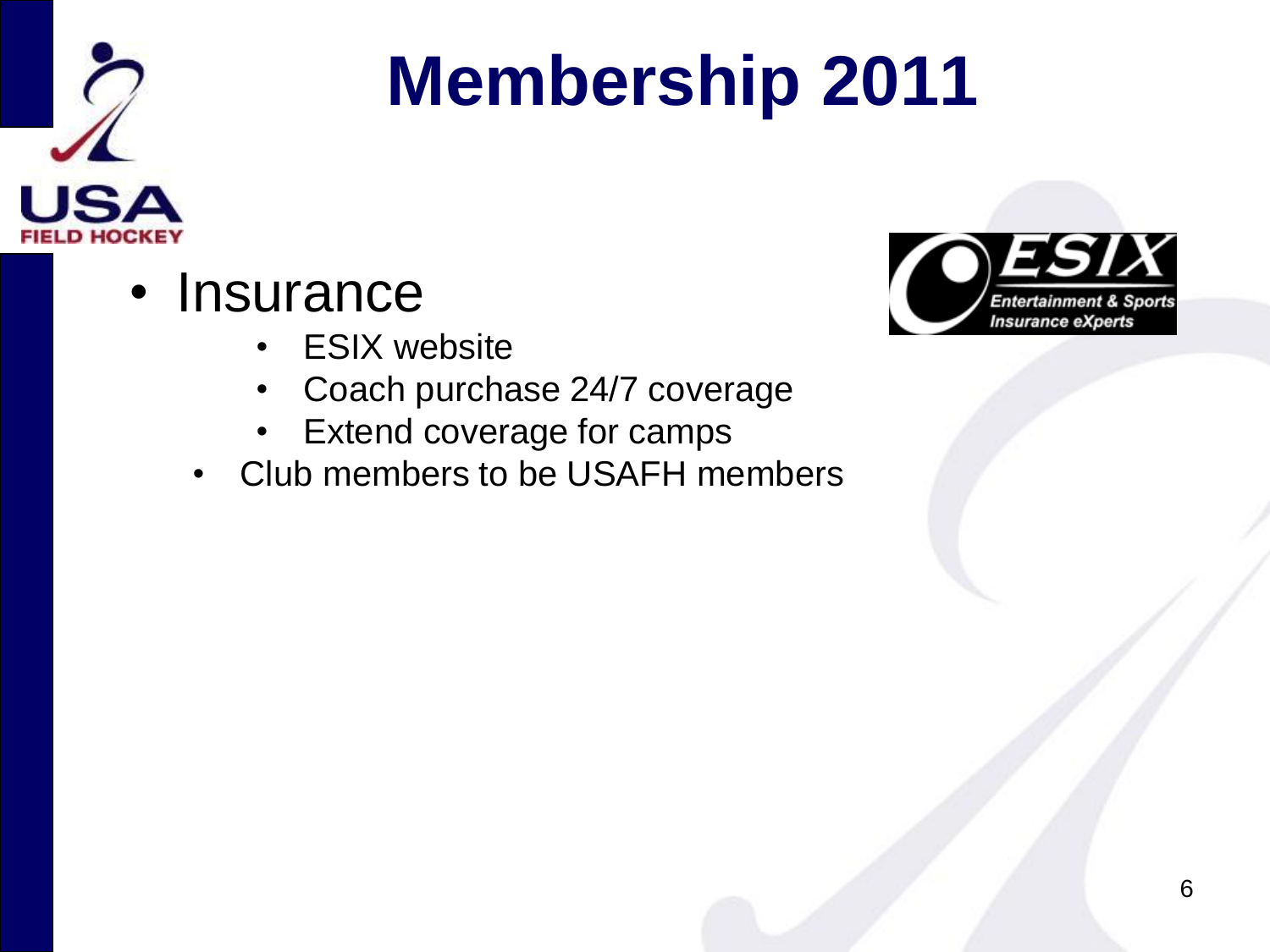# Membership 2011

- Insurance
  - ESIX website
  - Coach purchase 24/7 coverage
  - Extend coverage for camps
- Club members to be USAFH members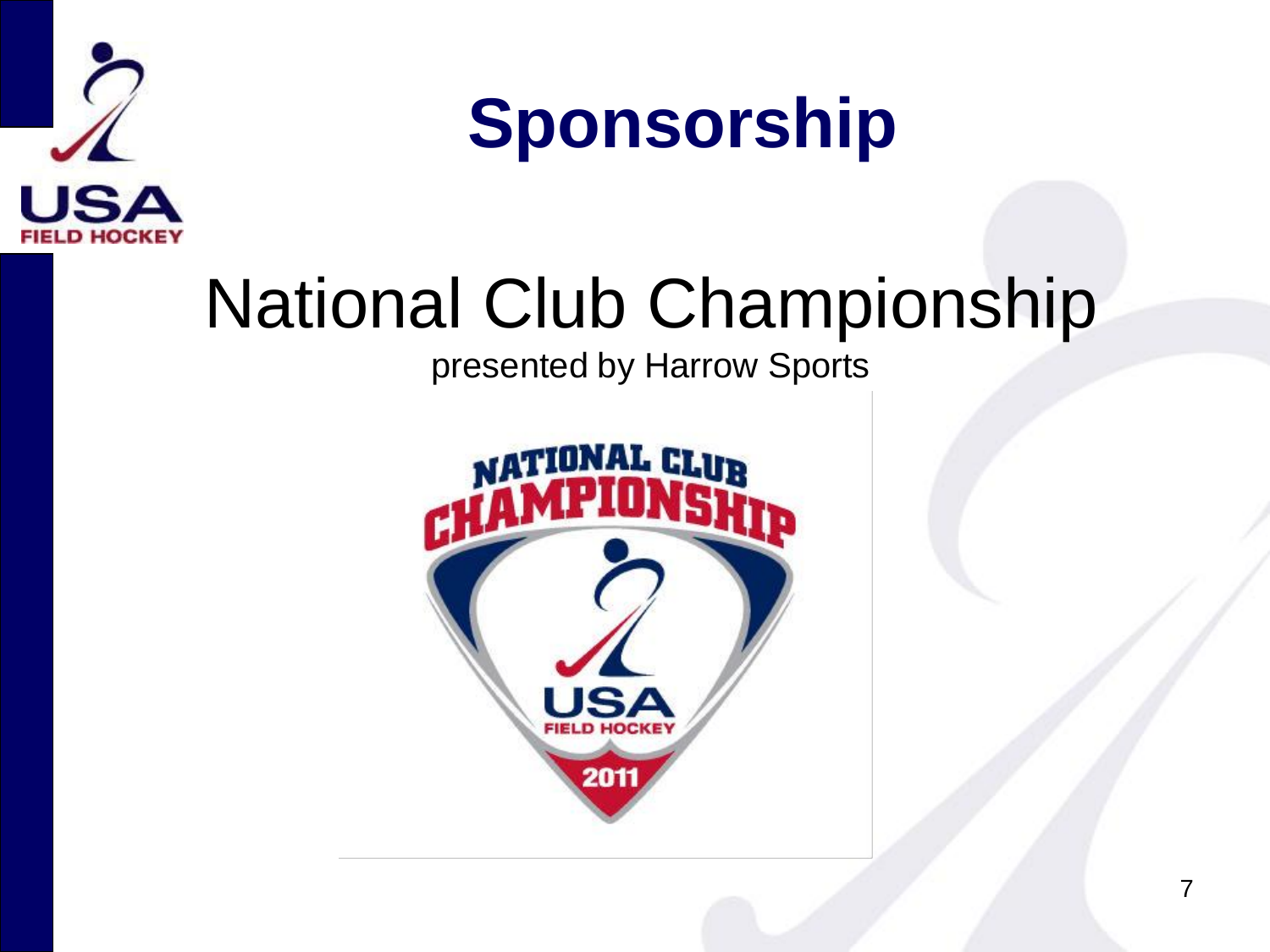# Sponsorship

## National Club Championship

presented by Harrow Sports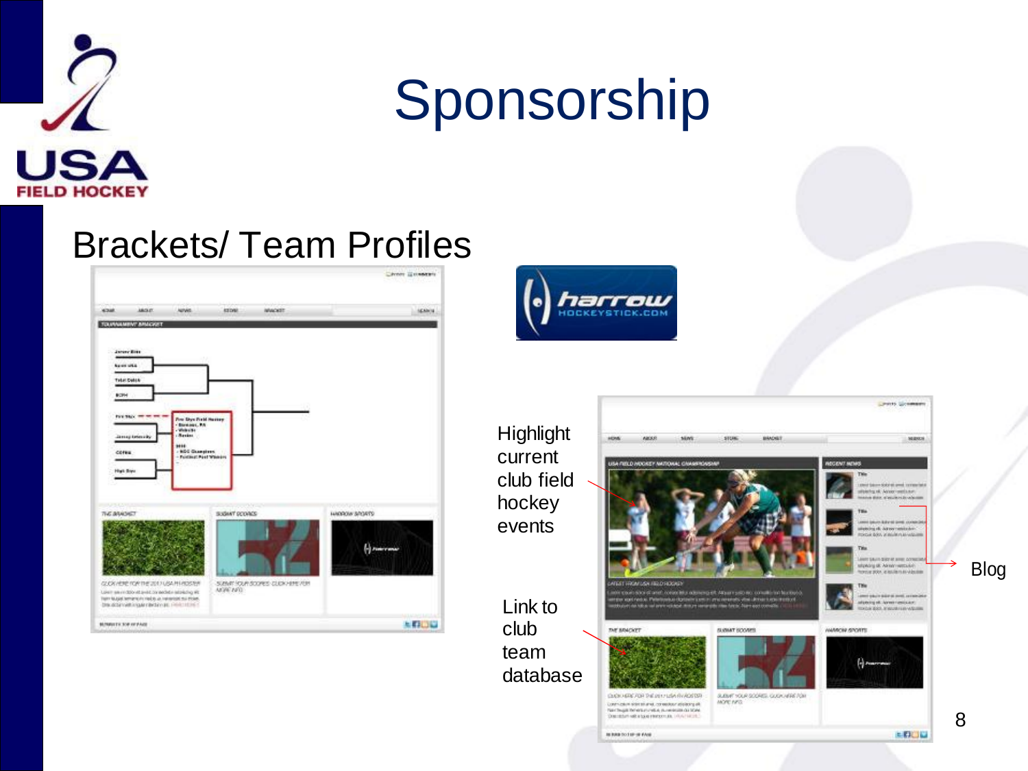# Sponsorship

## Brackets/ Team Profiles

Highlight current club field hockey events

Link to club team database

Blog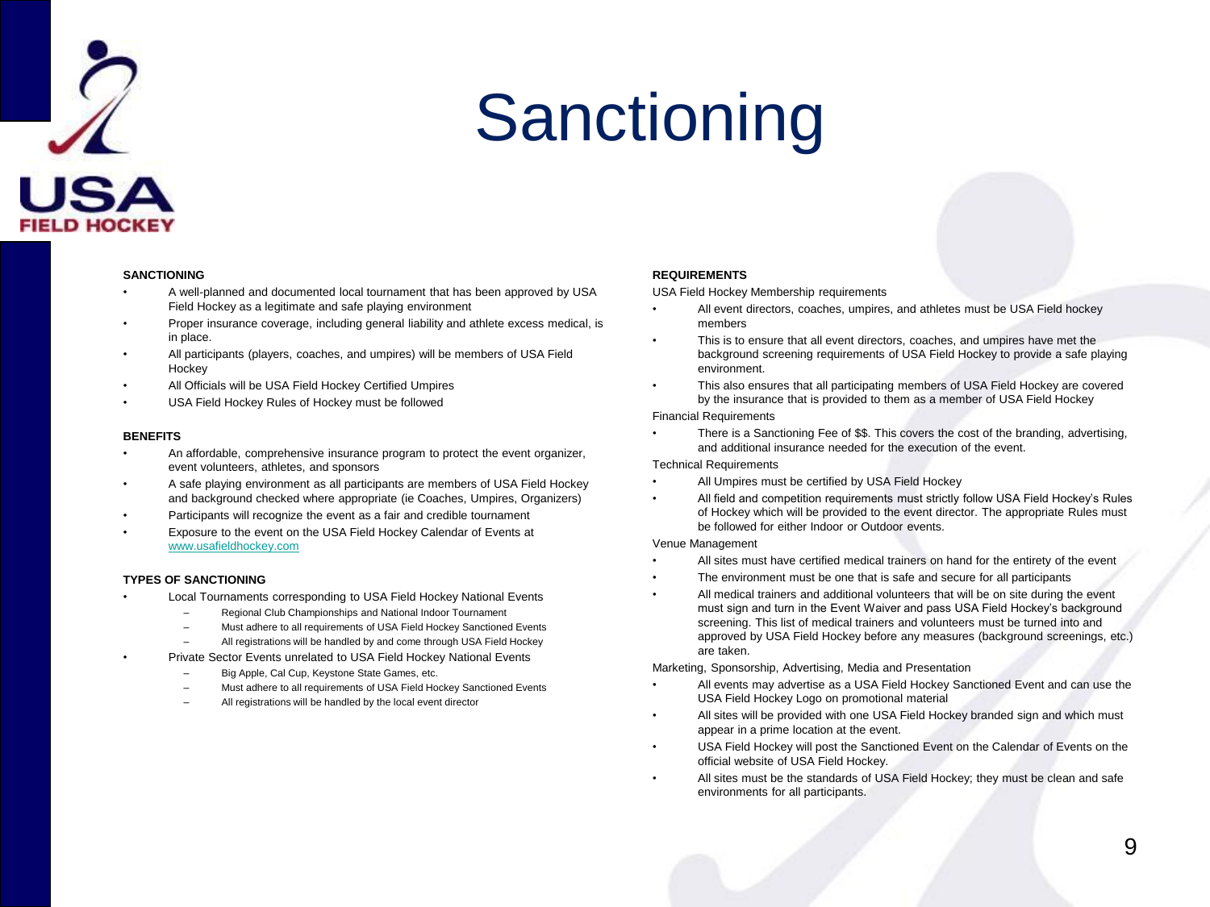# Sanctioning

**SANCTIONING**

- A well-planned and documented local tournament that has been approved by USA Field Hockey as a legitimate and safe playing environment
- Proper insurance coverage, including general liability and athlete excess medical, is in place.
- All participants (players, coaches, and umpires) will be members of USA Field Hockey
- All Officials will be USA Field Hockey Certified Umpires
- USA Field Hockey Rules of Hockey must be followed

**BENEFITS**

- An affordable, comprehensive insurance program to protect the event organizer, event volunteers, athletes, and sponsors
- A safe playing environment as all participants are members of USA Field Hockey and background checked where appropriate (ie Coaches, Umpires, Organizers)
- Participants will recognize the event as a fair and credible tournament
- Exposure to the event on the USA Field Hockey Calendar of Events at www.usafieldhockey.com

**TYPES OF SANCTIONING**

- Local Tournaments corresponding to USA Field Hockey National Events
  - Regional Club Championships and National Indoor Tournament
  - Must adhere to all requirements of USA Field Hockey Sanctioned Events
  - All registrations will be handled by and come through USA Field Hockey
- Private Sector Events unrelated to USA Field Hockey National Events
  - Big Apple, Cal Cup, Keystone State Games, etc.
  - Must adhere to all requirements of USA Field Hockey Sanctioned Events
  - All registrations will be handled by the local event director

**REQUIREMENTS**

USA Field Hockey Membership requirements

- All event directors, coaches, umpires, and athletes must be USA Field hockey members
- This is to ensure that all event directors, coaches, and umpires have met the background screening requirements of USA Field Hockey to provide a safe playing environment.
- This also ensures that all participating members of USA Field Hockey are covered by the insurance that is provided to them as a member of USA Field Hockey

Financial Requirements

- There is a Sanctioning Fee of $$. This covers the cost of the branding, advertising, and additional insurance needed for the execution of the event.

Technical Requirements

- All Umpires must be certified by USA Field Hockey
- All field and competition requirements must strictly follow USA Field Hockey's Rules of Hockey which will be provided to the event director. The appropriate Rules must be followed for either Indoor or Outdoor events.

Venue Management

- All sites must have certified medical trainers on hand for the entirety of the event
- The environment must be one that is safe and secure for all participants
- All medical trainers and additional volunteers that will be on site during the event must sign and turn in the Event Waiver and pass USA Field Hockey's background screening. This list of medical trainers and volunteers must be turned into and approved by USA Field Hockey before any measures (background screenings, etc.) are taken.

Marketing, Sponsorship, Advertising, Media and Presentation

- All events may advertise as a USA Field Hockey Sanctioned Event and can use the USA Field Hockey Logo on promotional material
- All sites will be provided with one USA Field Hockey branded sign and which must appear in a prime location at the event.
- USA Field Hockey will post the Sanctioned Event on the Calendar of Events on the official website of USA Field Hockey.
- All sites must be the standards of USA Field Hockey; they must be clean and safe environments for all participants.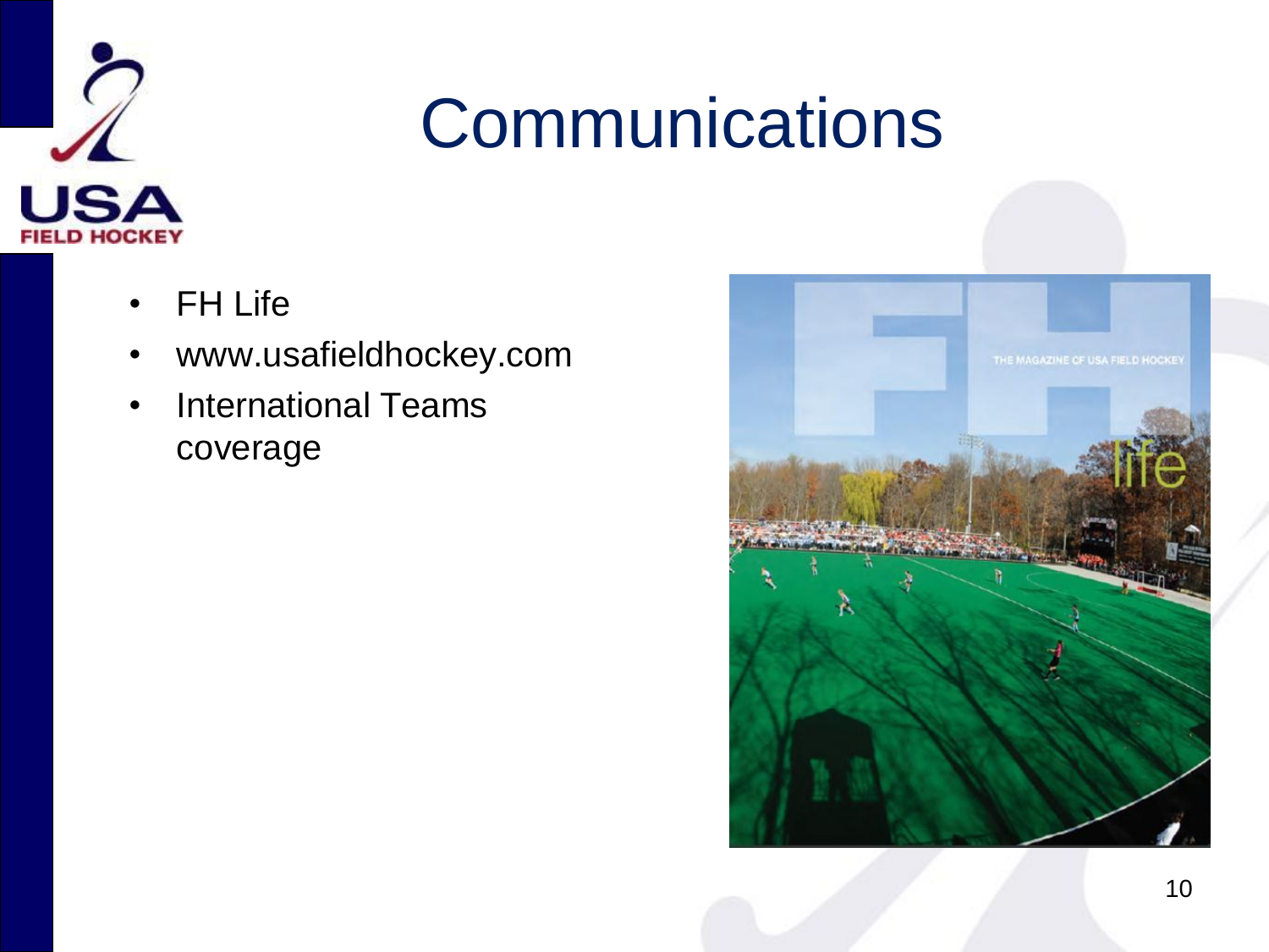# Communications

- FH Life
- www.usafieldhockey.com
- International Teams coverage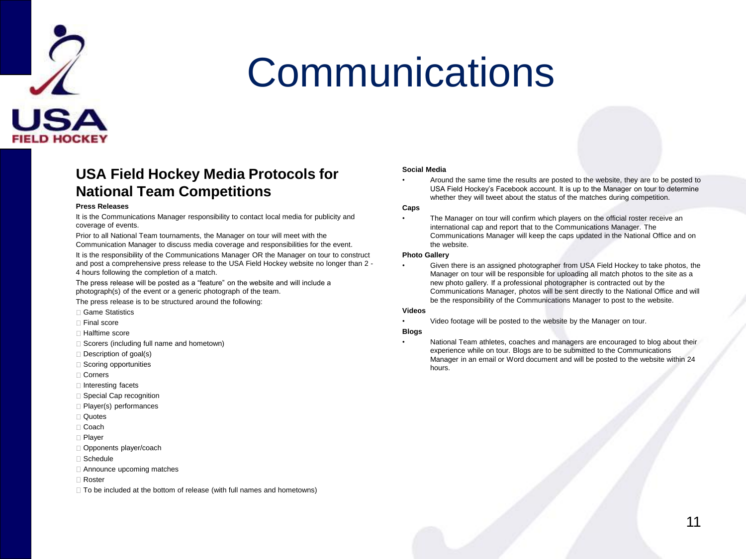# Communications

## USA Field Hockey Media Protocols for National Team Competitions

**Press Releases**

It is the Communications Manager responsibility to contact local media for publicity and coverage of events.

Prior to all National Team tournaments, the Manager on tour will meet with the Communication Manager to discuss media coverage and responsibilities for the event.

It is the responsibility of the Communications Manager OR the Manager on tour to construct and post a comprehensive press release to the USA Field Hockey website no longer than 2 - 4 hours following the completion of a match.

The press release will be posted as a "feature" on the website and will include a photograph(s) of the event or a generic photograph of the team.

The press release is to be structured around the following:

- Game Statistics
- Final score
- Halftime score
- Scorers (including full name and hometown)
- Description of goal(s)
- Scoring opportunities
- Corners
- Interesting facets
- Special Cap recognition
- Player(s) performances
- Quotes
- Coach
- Player
- Opponents player/coach
- Schedule
- Announce upcoming matches
- Roster
- To be included at the bottom of release (with full names and hometowns)

**Social Media**

- Around the same time the results are posted to the website, they are to be posted to USA Field Hockey's Facebook account. It is up to the Manager on tour to determine whether they will tweet about the status of the matches during competition.

**Caps**

- The Manager on tour will confirm which players on the official roster receive an international cap and report that to the Communications Manager. The Communications Manager will keep the caps updated in the National Office and on the website.

**Photo Gallery**

- Given there is an assigned photographer from USA Field Hockey to take photos, the Manager on tour will be responsible for uploading all match photos to the site as a new photo gallery. If a professional photographer is contracted out by the Communications Manager, photos will be sent directly to the National Office and will be the responsibility of the Communications Manager to post to the website.

**Videos**

- Video footage will be posted to the website by the Manager on tour.

**Blogs**

- National Team athletes, coaches and managers are encouraged to blog about their experience while on tour. Blogs are to be submitted to the Communications Manager in an email or Word document and will be posted to the website within 24 hours.